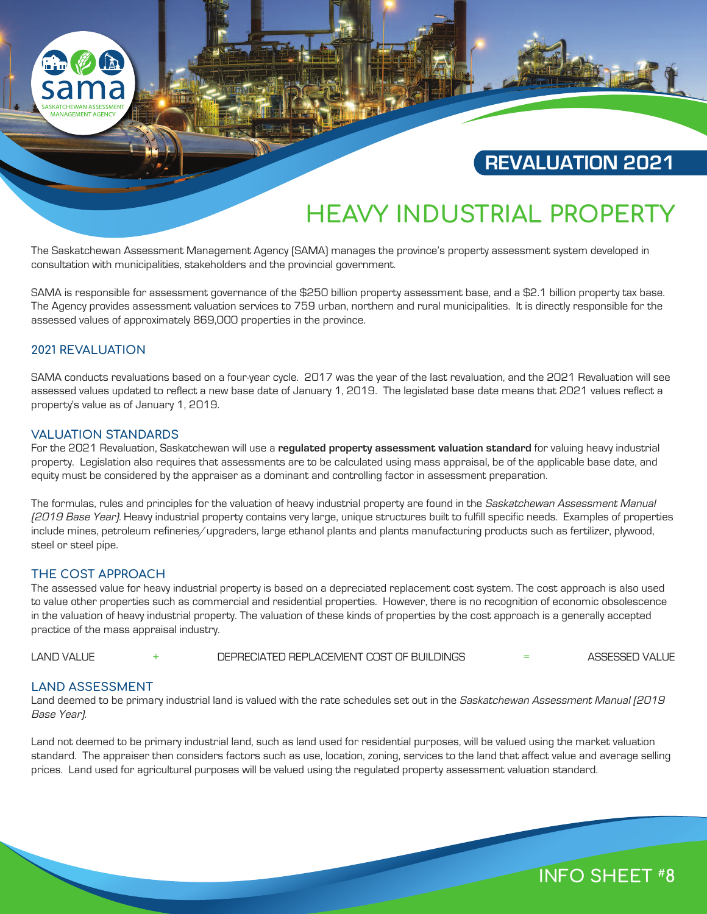SASKATCHEWAN ASSESSMENT MANAGEMENT AGENCY

## REVALUATION 2021

# HEAVY INDUSTRIAL PROPERTY

The Saskatchewan Assessment Management Agency (SAMA) manages the province's property assessment system developed in consultation with municipalities, stakeholders and the provincial government.

SAMA is responsible for assessment governance of the $250 billion property assessment base, and a $2.1 billion property tax base. The Agency provides assessment valuation services to 759 urban, northern and rural municipalities. It is directly responsible for the assessed values of approximately 869,000 properties in the province.

## 2021 REVALUATION

SAMA conducts revaluations based on a four-year cycle. 2017 was the year of the last revaluation, and the 2021 Revaluation will see assessed values updated to reflect a new base date of January 1, 2019. The legislated base date means that 2021 values reflect a property's value as of January 1, 2019.

## VALUATION STANDARDS

For the 2021 Revaluation, Saskatchewan will use a **regulated property assessment valuation standard** for valuing heavy industrial property. Legislation also requires that assessments are to be calculated using mass appraisal, be of the applicable base date, and equity must be considered by the appraiser as a dominant and controlling factor in assessment preparation.

The formulas, rules and principles for the valuation of heavy industrial property are found in the *Saskatchewan Assessment Manual (2019 Base Year)*. Heavy industrial property contains very large, unique structures built to fulfill specific needs. Examples of properties include mines, petroleum refineries/upgraders, large ethanol plants and plants manufacturing products such as fertilizer, plywood, steel or steel pipe.

## THE COST APPROACH

The assessed value for heavy industrial property is based on a depreciated replacement cost system. The cost approach is also used to value other properties such as commercial and residential properties. However, there is no recognition of economic obsolescence in the valuation of heavy industrial property. The valuation of these kinds of properties by the cost approach is a generally accepted practice of the mass appraisal industry.

LAND VALUE + DEPRECIATED REPLACEMENT COST OF BUILDINGS = ASSESSED VALUE

## LAND ASSESSMENT

Land deemed to be primary industrial land is valued with the rate schedules set out in the *Saskatchewan Assessment Manual (2019 Base Year)*.

Land not deemed to be primary industrial land, such as land used for residential purposes, will be valued using the market valuation standard. The appraiser then considers factors such as use, location, zoning, services to the land that affect value and average selling prices. Land used for agricultural purposes will be valued using the regulated property assessment valuation standard.

INFO SHEET #8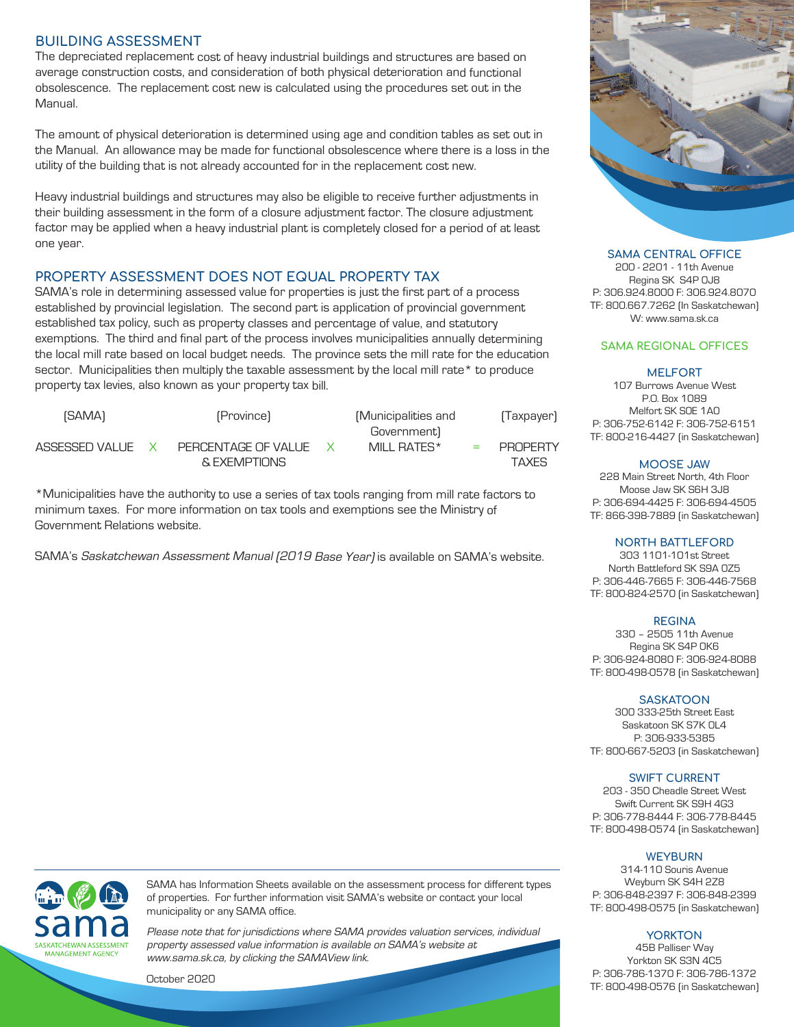## BUILDING ASSESSMENT

The depreciated replacement cost of heavy industrial buildings and structures are based on average construction costs, and consideration of both physical deterioration and functional obsolescence. The replacement cost new is calculated using the procedures set out in the Manual.

The amount of physical deterioration is determined using age and condition tables as set out in the Manual. An allowance may be made for functional obsolescence where there is a loss in the utility of the building that is not already accounted for in the replacement cost new.

Heavy industrial buildings and structures may also be eligible to receive further adjustments in their building assessment in the form of a closure adjustment factor. The closure adjustment factor may be applied when a heavy industrial plant is completely closed for a period of at least one year.

## PROPERTY ASSESSMENT DOES NOT EQUAL PROPERTY TAX

SAMA's role in determining assessed value for properties is just the first part of a process established by provincial legislation. The second part is application of provincial government established tax policy, such as property classes and percentage of value, and statutory exemptions. The third and final part of the process involves municipalities annually determining the local mill rate based on local budget needs. The province sets the mill rate for the education sector. Municipalities then multiply the taxable assessment by the local mill rate* to produce property tax levies, also known as your property tax bill.

| (SAMA) | | (Province) | | (Municipalities and Government) | | (Taxpayer) |
|---|---|---|---|---|---|---|
| ASSESSED VALUE | X | PERCENTAGE OF VALUE & EXEMPTIONS | X | MILL RATES* | = | PROPERTY TAXES |

*Municipalities have the authority to use a series of tax tools ranging from mill rate factors to minimum taxes. For more information on tax tools and exemptions see the Ministry of Government Relations website.

SAMA's *Saskatchewan Assessment Manual (2019 Base Year)* is available on SAMA's website.

SAMA has Information Sheets available on the assessment process for different types of properties. For further information visit SAMA's website or contact your local municipality or any SAMA office.

*Please note that for jurisdictions where SAMA provides valuation services, individual property assessed value information is available on SAMA's website at www.sama.sk.ca, by clicking the SAMAView link.*

October 2020

### SAMA CENTRAL OFFICE

200 - 2201 - 11th Avenue
Regina SK S4P 0J8
P: 306.924.8000 F: 306.924.8070
TF: 800.667.7262 (In Saskatchewan)
W: www.sama.sk.ca

### SAMA REGIONAL OFFICES

**MELFORT**
107 Burrows Avenue West
P.O. Box 1089
Melfort SK S0E 1A0
P: 306-752-6142 F: 306-752-6151
TF: 800-216-4427 (in Saskatchewan)

**MOOSE JAW**
228 Main Street North, 4th Floor
Moose Jaw SK S6H 3J8
P: 306-694-4425 F: 306-694-4505
TF: 866-398-7889 (in Saskatchewan)

**NORTH BATTLEFORD**
303 1101-101st Street
North Battleford SK S9A 0Z5
P: 306-446-7665 F: 306-446-7568
TF: 800-824-2570 (in Saskatchewan)

**REGINA**
330 – 2505 11th Avenue
Regina SK S4P 0K6
P: 306-924-8080 F: 306-924-8088
TF: 800-498-0578 (in Saskatchewan)

**SASKATOON**
300 333-25th Street East
Saskatoon SK S7K 0L4
P: 306-933-5385
TF: 800-667-5203 (in Saskatchewan)

**SWIFT CURRENT**
203 - 350 Cheadle Street West
Swift Current SK S9H 4G3
P: 306-778-8444 F: 306-778-8445
TF: 800-498-0574 (in Saskatchewan)

**WEYBURN**
314-110 Souris Avenue
Weyburn SK S4H 2Z8
P: 306-848-2397 F: 306-848-2399
TF: 800-498-0575 (in Saskatchewan)

**YORKTON**
45B Palliser Way
Yorkton SK S3N 4C5
P: 306-786-1370 F: 306-786-1372
TF: 800-498-0576 (in Saskatchewan)